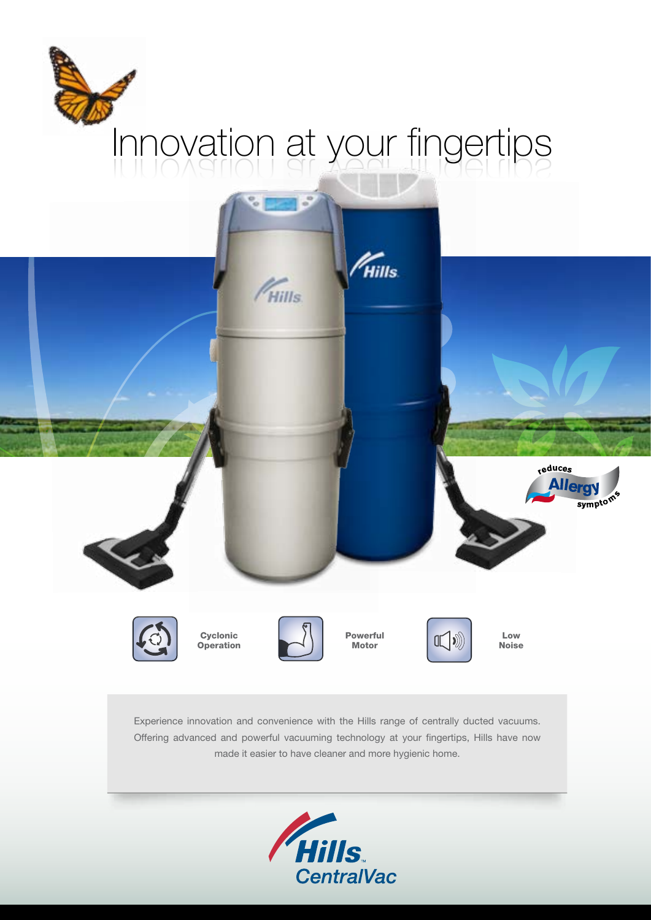# Innovation at your fingertips

reduces **Allergy** symptoms

**Cyclonic Operation**

**Powerful Motor**

**Low Noise**

Experience innovation and convenience with the Hills range of centrally ducted vacuums. Offering advanced and powerful vacuuming technology at your fingertips, Hills have now made it easier to have cleaner and more hygienic home.

Hills™ CentralVac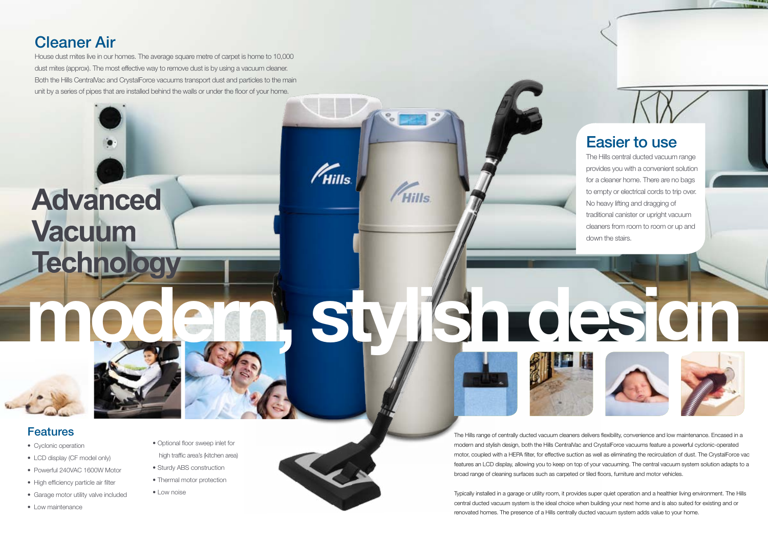## Cleaner Air

House dust mites live in our homes. The average square metre of carpet is home to 10,000 dust mites (approx). The most effective way to remove dust is by using a vacuum cleaner. Both the Hills CentralVac and CrystalForce vacuums transport dust and particles to the main unit by a series of pipes that are installed behind the walls or under the floor of your home.

# Advanced Vacuum Technology

## Easier to use

The Hills central ducted vacuum range provides you with a convenient solution for a cleaner home. There are no bags to empty or electrical cords to trip over. No heavy lifting and dragging of traditional canister or upright vacuum cleaners from room to room or up and down the stairs.

# modern, stylish design

## Features

- Cyclonic operation
- LCD display (CF model only)
- Powerful 240VAC 1600W Motor
- High efficiency particle air filter
- Garage motor utility valve included
- Low maintenance
- Optional floor sweep inlet for high traffic area's (kitchen area)
- Sturdy ABS construction
- Thermal motor protection
- Low noise

The Hills range of centrally ducted vacuum cleaners delivers flexibility, convenience and low maintenance. Encased in a modern and stylish design, both the Hills CentralVac and CrystalForce vacuums feature a powerful cyclonic-operated motor, coupled with a HEPA filter, for effective suction as well as eliminating the recirculation of dust. The CrystalForce vac features an LCD display, allowing you to keep on top of your vacuuming. The central vacuum system solution adapts to a broad range of cleaning surfaces such as carpeted or tiled floors, furniture and motor vehicles.

Typically installed in a garage or utility room, it provides super quiet operation and a healthier living environment. The Hills central ducted vacuum system is the ideal choice when building your next home and is also suited for existing and or renovated homes. The presence of a Hills centrally ducted vacuum system adds value to your home.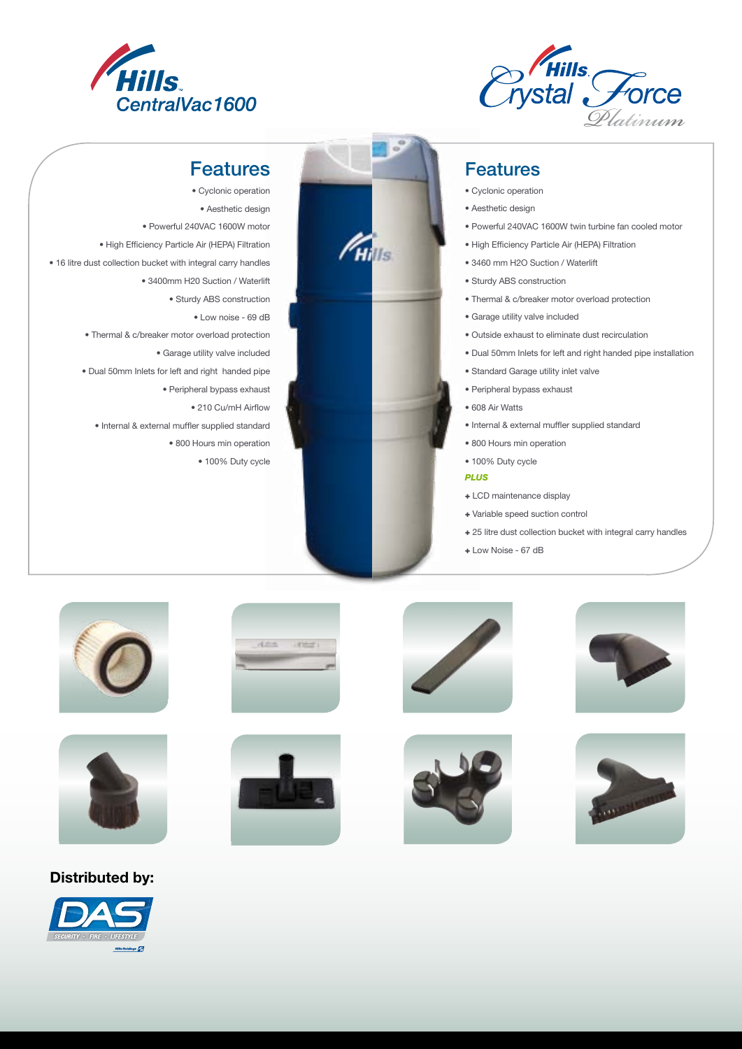# Hills CentralVac1600

## Features

- Cyclonic operation
- Aesthetic design
- Powerful 240VAC 1600W motor
- High Efficiency Particle Air (HEPA) Filtration
- 16 litre dust collection bucket with integral carry handles
- 3400mm H20 Suction / Waterlift
- Sturdy ABS construction
- Low noise - 69 dB
- Thermal & c/breaker motor overload protection
- Garage utility valve included
- Dual 50mm Inlets for left and right handed pipe
- Peripheral bypass exhaust
- 210 Cu/mH Airflow
- Internal & external muffler supplied standard
- 800 Hours min operation
- 100% Duty cycle

# Hills Crystal Force Platinum

## Features

- Cyclonic operation
- Aesthetic design
- Powerful 240VAC 1600W twin turbine fan cooled motor
- High Efficiency Particle Air (HEPA) Filtration
- 3460 mm H2O Suction / Waterlift
- Sturdy ABS construction
- Thermal & c/breaker motor overload protection
- Garage utility valve included
- Outside exhaust to eliminate dust recirculation
- Dual 50mm Inlets for left and right handed pipe installation
- Standard Garage utility inlet valve
- Peripheral bypass exhaust
- 608 Air Watts
- Internal & external muffler supplied standard
- 800 Hours min operation
- 100% Duty cycle

***PLUS***

+ LCD maintenance display
+ Variable speed suction control
+ 25 litre dust collection bucket with integral carry handles
+ Low Noise - 67 dB

**Distributed by:**

DAS
SECURITY • FIRE • LIFESTYLE